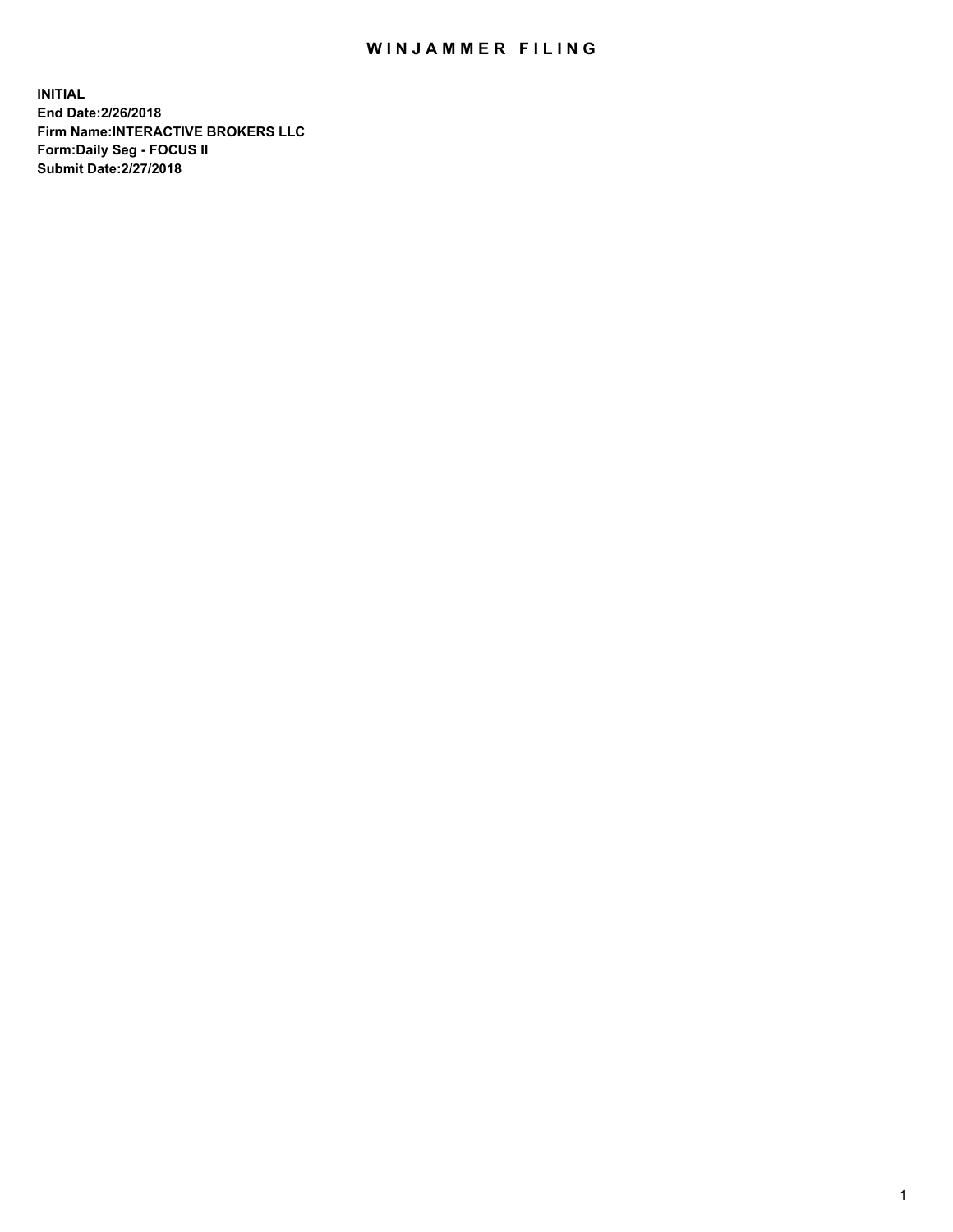# WINJAMMER FILING

**INITIAL**
**End Date:2/26/2018**
**Firm Name:INTERACTIVE BROKERS LLC**
**Form:Daily Seg - FOCUS II**
**Submit Date:2/27/2018**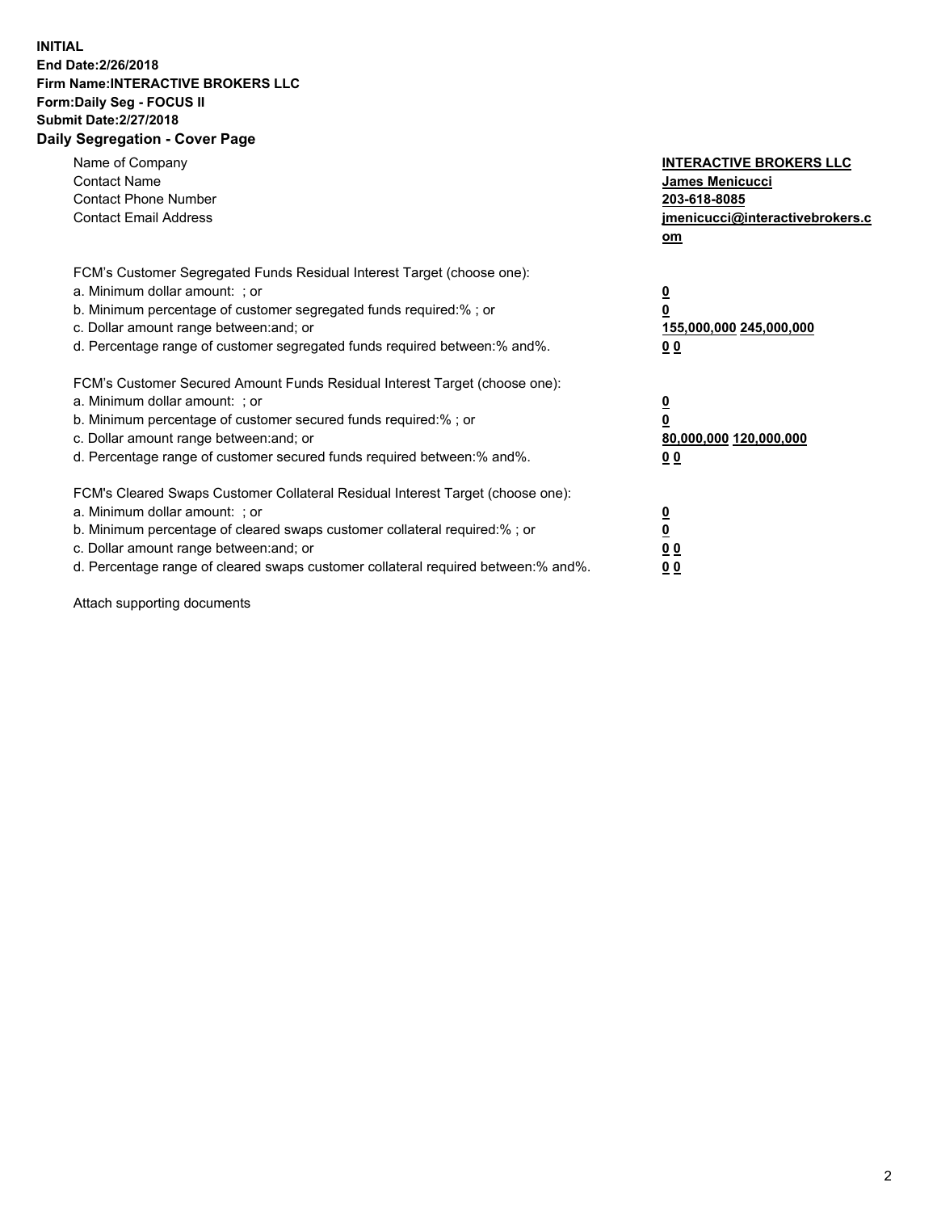**INITIAL**
**End Date:2/26/2018**
**Firm Name:INTERACTIVE BROKERS LLC**
**Form:Daily Seg - FOCUS II**
**Submit Date:2/27/2018**
**Daily Segregation - Cover Page**

| | |
|---|---|
| Name of Company | **INTERACTIVE BROKERS LLC** |
| Contact Name | **James Menicucci** |
| Contact Phone Number | **203-618-8085** |
| Contact Email Address | **jmenicucci@interactivebrokers.com** |

FCM's Customer Segregated Funds Residual Interest Target (choose one):

| | |
|---|---|
| a. Minimum dollar amount: ; or | **0** |
| b. Minimum percentage of customer segregated funds required:% ; or | **0** |
| c. Dollar amount range between:and; or | **155,000,000 245,000,000** |
| d. Percentage range of customer segregated funds required between:% and%. | **0 0** |

FCM's Customer Secured Amount Funds Residual Interest Target (choose one):

| | |
|---|---|
| a. Minimum dollar amount: ; or | **0** |
| b. Minimum percentage of customer secured funds required:% ; or | **0** |
| c. Dollar amount range between:and; or | **80,000,000 120,000,000** |
| d. Percentage range of customer secured funds required between:% and%. | **0 0** |

FCM's Cleared Swaps Customer Collateral Residual Interest Target (choose one):

| | |
|---|---|
| a. Minimum dollar amount: ; or | **0** |
| b. Minimum percentage of cleared swaps customer collateral required:% ; or | **0** |
| c. Dollar amount range between:and; or | **0 0** |
| d. Percentage range of cleared swaps customer collateral required between:% and%. | **0 0** |

Attach supporting documents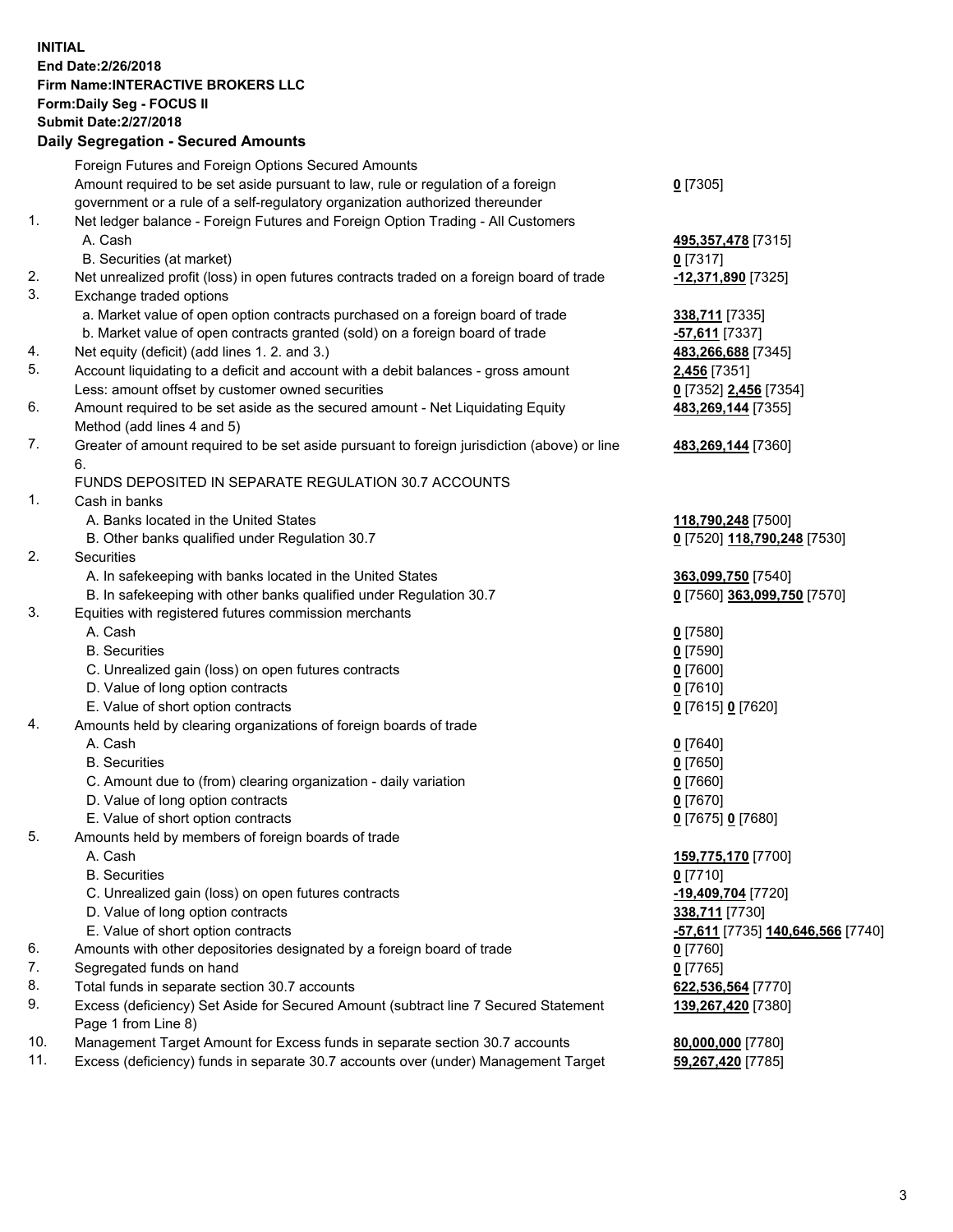**INITIAL**
**End Date:2/26/2018**
**Firm Name:INTERACTIVE BROKERS LLC**
**Form:Daily Seg - FOCUS II**
**Submit Date:2/27/2018**
**Daily Segregation - Secured Amounts**

| | | |
|---|---|---|
| | Foreign Futures and Foreign Options Secured Amounts | |
| | Amount required to be set aside pursuant to law, rule or regulation of a foreign government or a rule of a self-regulatory organization authorized thereunder | **0** [7305] |
| 1. | Net ledger balance - Foreign Futures and Foreign Option Trading - All Customers | |
| | A. Cash | **495,357,478** [7315] |
| | B. Securities (at market) | **0** [7317] |
| 2. | Net unrealized profit (loss) in open futures contracts traded on a foreign board of trade | **-12,371,890** [7325] |
| 3. | Exchange traded options | |
| | a. Market value of open option contracts purchased on a foreign board of trade | **338,711** [7335] |
| | b. Market value of open contracts granted (sold) on a foreign board of trade | **-57,611** [7337] |
| 4. | Net equity (deficit) (add lines 1. 2. and 3.) | **483,266,688** [7345] |
| 5. | Account liquidating to a deficit and account with a debit balances - gross amount | **2,456** [7351] |
| | Less: amount offset by customer owned securities | **0** [7352] **2,456** [7354] |
| 6. | Amount required to be set aside as the secured amount - Net Liquidating Equity Method (add lines 4 and 5) | **483,269,144** [7355] |
| 7. | Greater of amount required to be set aside pursuant to foreign jurisdiction (above) or line 6. | **483,269,144** [7360] |
| | FUNDS DEPOSITED IN SEPARATE REGULATION 30.7 ACCOUNTS | |
| 1. | Cash in banks | |
| | A. Banks located in the United States | **118,790,248** [7500] |
| | B. Other banks qualified under Regulation 30.7 | **0** [7520] **118,790,248** [7530] |
| 2. | Securities | |
| | A. In safekeeping with banks located in the United States | **363,099,750** [7540] |
| | B. In safekeeping with other banks qualified under Regulation 30.7 | **0** [7560] **363,099,750** [7570] |
| 3. | Equities with registered futures commission merchants | |
| | A. Cash | **0** [7580] |
| | B. Securities | **0** [7590] |
| | C. Unrealized gain (loss) on open futures contracts | **0** [7600] |
| | D. Value of long option contracts | **0** [7610] |
| | E. Value of short option contracts | **0** [7615] **0** [7620] |
| 4. | Amounts held by clearing organizations of foreign boards of trade | |
| | A. Cash | **0** [7640] |
| | B. Securities | **0** [7650] |
| | C. Amount due to (from) clearing organization - daily variation | **0** [7660] |
| | D. Value of long option contracts | **0** [7670] |
| | E. Value of short option contracts | **0** [7675] **0** [7680] |
| 5. | Amounts held by members of foreign boards of trade | |
| | A. Cash | **159,775,170** [7700] |
| | B. Securities | **0** [7710] |
| | C. Unrealized gain (loss) on open futures contracts | **-19,409,704** [7720] |
| | D. Value of long option contracts | **338,711** [7730] |
| | E. Value of short option contracts | **-57,611** [7735] **140,646,566** [7740] |
| 6. | Amounts with other depositories designated by a foreign board of trade | **0** [7760] |
| 7. | Segregated funds on hand | **0** [7765] |
| 8. | Total funds in separate section 30.7 accounts | **622,536,564** [7770] |
| 9. | Excess (deficiency) Set Aside for Secured Amount (subtract line 7 Secured Statement Page 1 from Line 8) | **139,267,420** [7380] |
| 10. | Management Target Amount for Excess funds in separate section 30.7 accounts | **80,000,000** [7780] |
| 11. | Excess (deficiency) funds in separate 30.7 accounts over (under) Management Target | **59,267,420** [7785] |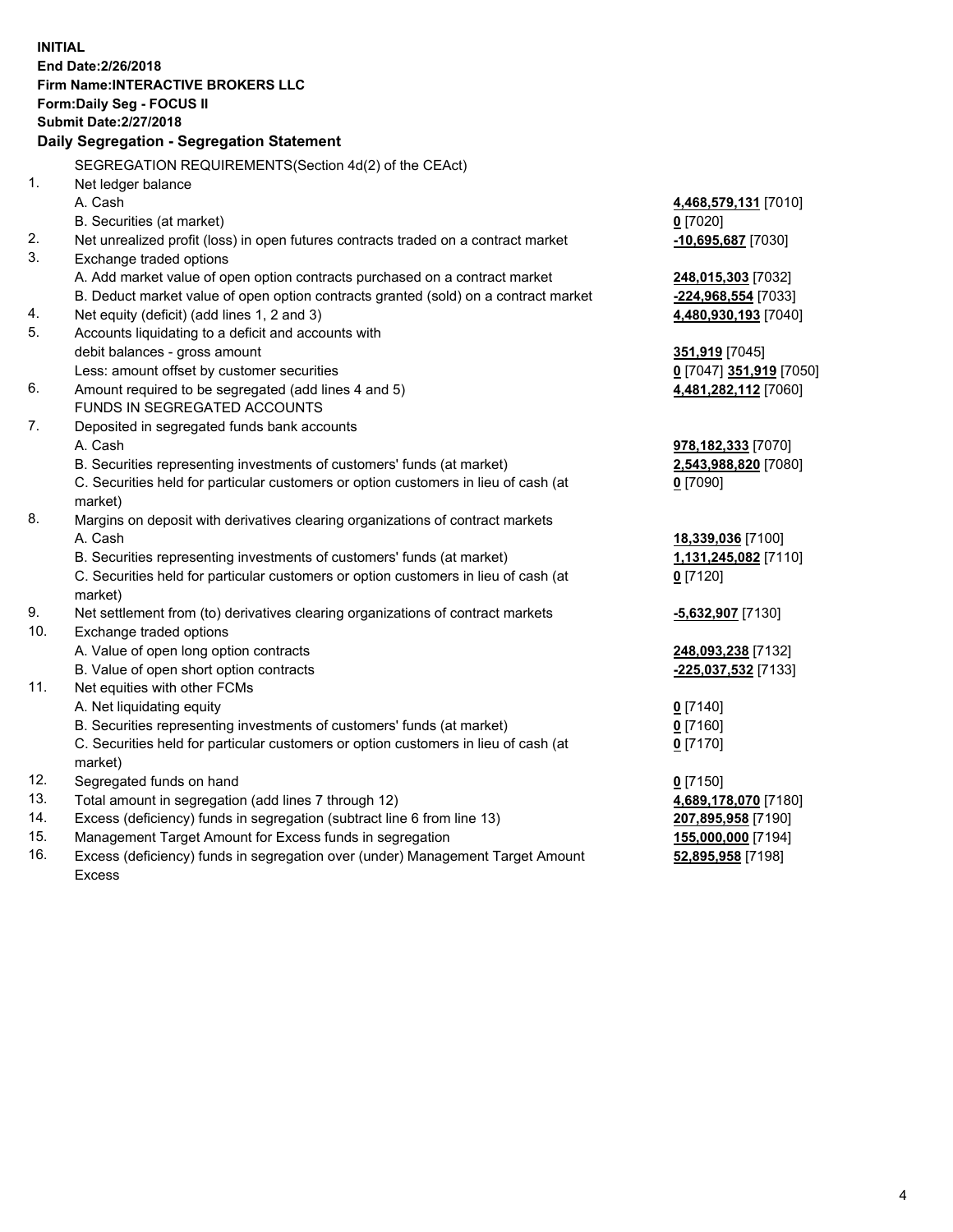**INITIAL**
**End Date:2/26/2018**
**Firm Name:INTERACTIVE BROKERS LLC**
**Form:Daily Seg - FOCUS II**
**Submit Date:2/27/2018**
**Daily Segregation - Segregation Statement**

SEGREGATION REQUIREMENTS(Section 4d(2) of the CEAct)

| | | |
|---|---|---|
| 1. | Net ledger balance | |
| | A. Cash | **4,468,579,131** [7010] |
| | B. Securities (at market) | **0** [7020] |
| 2. | Net unrealized profit (loss) in open futures contracts traded on a contract market | **-10,695,687** [7030] |
| 3. | Exchange traded options | |
| | A. Add market value of open option contracts purchased on a contract market | **248,015,303** [7032] |
| | B. Deduct market value of open option contracts granted (sold) on a contract market | **-224,968,554** [7033] |
| 4. | Net equity (deficit) (add lines 1, 2 and 3) | **4,480,930,193** [7040] |
| 5. | Accounts liquidating to a deficit and accounts with debit balances - gross amount | **351,919** [7045] |
| | Less: amount offset by customer securities | **0** [7047] **351,919** [7050] |
| 6. | Amount required to be segregated (add lines 4 and 5) | **4,481,282,112** [7060] |
| | FUNDS IN SEGREGATED ACCOUNTS | |
| 7. | Deposited in segregated funds bank accounts | |
| | A. Cash | **978,182,333** [7070] |
| | B. Securities representing investments of customers' funds (at market) | **2,543,988,820** [7080] |
| | C. Securities held for particular customers or option customers in lieu of cash (at market) | **0** [7090] |
| 8. | Margins on deposit with derivatives clearing organizations of contract markets | |
| | A. Cash | **18,339,036** [7100] |
| | B. Securities representing investments of customers' funds (at market) | **1,131,245,082** [7110] |
| | C. Securities held for particular customers or option customers in lieu of cash (at market) | **0** [7120] |
| 9. | Net settlement from (to) derivatives clearing organizations of contract markets | **-5,632,907** [7130] |
| 10. | Exchange traded options | |
| | A. Value of open long option contracts | **248,093,238** [7132] |
| | B. Value of open short option contracts | **-225,037,532** [7133] |
| 11. | Net equities with other FCMs | |
| | A. Net liquidating equity | **0** [7140] |
| | B. Securities representing investments of customers' funds (at market) | **0** [7160] |
| | C. Securities held for particular customers or option customers in lieu of cash (at market) | **0** [7170] |
| 12. | Segregated funds on hand | **0** [7150] |
| 13. | Total amount in segregation (add lines 7 through 12) | **4,689,178,070** [7180] |
| 14. | Excess (deficiency) funds in segregation (subtract line 6 from line 13) | **207,895,958** [7190] |
| 15. | Management Target Amount for Excess funds in segregation | **155,000,000** [7194] |
| 16. | Excess (deficiency) funds in segregation over (under) Management Target Amount Excess | **52,895,958** [7198] |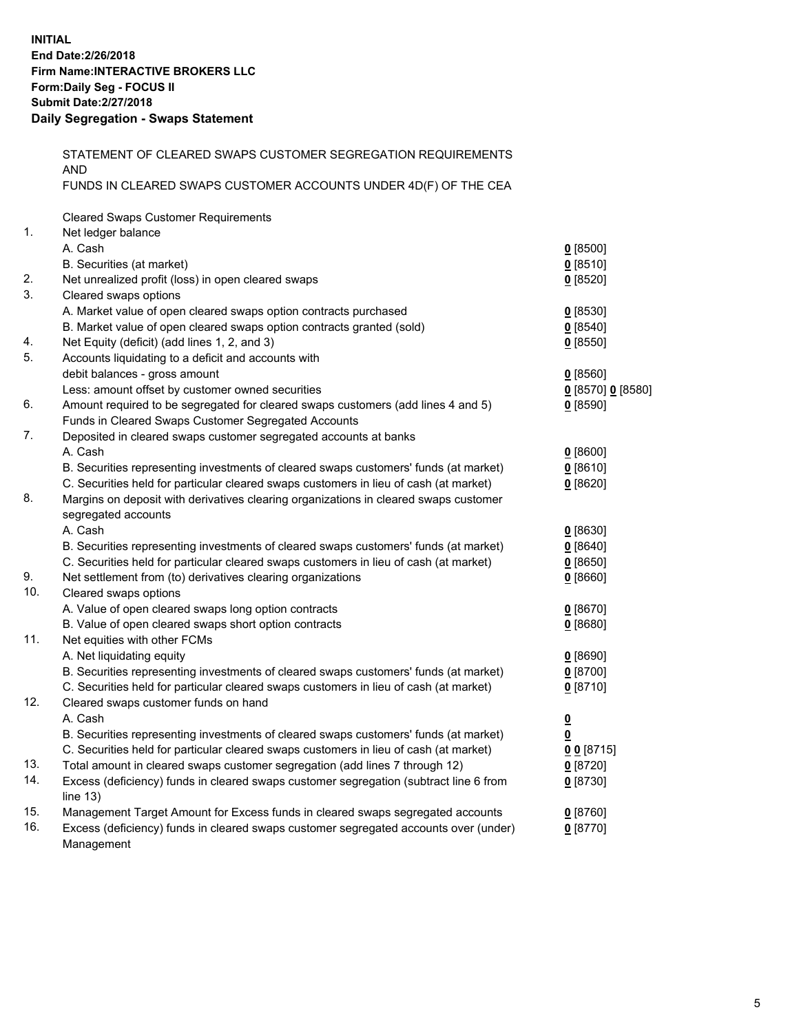**INITIAL**
**End Date:2/26/2018**
**Firm Name:INTERACTIVE BROKERS LLC**
**Form:Daily Seg - FOCUS II**
**Submit Date:2/27/2018**
**Daily Segregation - Swaps Statement**

STATEMENT OF CLEARED SWAPS CUSTOMER SEGREGATION REQUIREMENTS AND FUNDS IN CLEARED SWAPS CUSTOMER ACCOUNTS UNDER 4D(F) OF THE CEA

| | | |
|---|---|---|
| | Cleared Swaps Customer Requirements | |
| 1. | Net ledger balance | |
| | A. Cash | 0 [8500] |
| | B. Securities (at market) | 0 [8510] |
| 2. | Net unrealized profit (loss) in open cleared swaps | 0 [8520] |
| 3. | Cleared swaps options | |
| | A. Market value of open cleared swaps option contracts purchased | 0 [8530] |
| | B. Market value of open cleared swaps option contracts granted (sold) | 0 [8540] |
| 4. | Net Equity (deficit) (add lines 1, 2, and 3) | 0 [8550] |
| 5. | Accounts liquidating to a deficit and accounts with debit balances - gross amount | 0 [8560] |
| | Less: amount offset by customer owned securities | 0 [8570] 0 [8580] |
| 6. | Amount required to be segregated for cleared swaps customers (add lines 4 and 5) | 0 [8590] |
| | Funds in Cleared Swaps Customer Segregated Accounts | |
| 7. | Deposited in cleared swaps customer segregated accounts at banks | |
| | A. Cash | 0 [8600] |
| | B. Securities representing investments of cleared swaps customers' funds (at market) | 0 [8610] |
| | C. Securities held for particular cleared swaps customers in lieu of cash (at market) | 0 [8620] |
| 8. | Margins on deposit with derivatives clearing organizations in cleared swaps customer segregated accounts | |
| | A. Cash | 0 [8630] |
| | B. Securities representing investments of cleared swaps customers' funds (at market) | 0 [8640] |
| | C. Securities held for particular cleared swaps customers in lieu of cash (at market) | 0 [8650] |
| 9. | Net settlement from (to) derivatives clearing organizations | 0 [8660] |
| 10. | Cleared swaps options | |
| | A. Value of open cleared swaps long option contracts | 0 [8670] |
| | B. Value of open cleared swaps short option contracts | 0 [8680] |
| 11. | Net equities with other FCMs | |
| | A. Net liquidating equity | 0 [8690] |
| | B. Securities representing investments of cleared swaps customers' funds (at market) | 0 [8700] |
| | C. Securities held for particular cleared swaps customers in lieu of cash (at market) | 0 [8710] |
| 12. | Cleared swaps customer funds on hand | |
| | A. Cash | 0 |
| | B. Securities representing investments of cleared swaps customers' funds (at market) | 0 |
| | C. Securities held for particular cleared swaps customers in lieu of cash (at market) | 0 0 [8715] |
| 13. | Total amount in cleared swaps customer segregation (add lines 7 through 12) | 0 [8720] |
| 14. | Excess (deficiency) funds in cleared swaps customer segregation (subtract line 6 from line 13) | 0 [8730] |
| 15. | Management Target Amount for Excess funds in cleared swaps segregated accounts | 0 [8760] |
| 16. | Excess (deficiency) funds in cleared swaps customer segregated accounts over (under) Management | 0 [8770] |